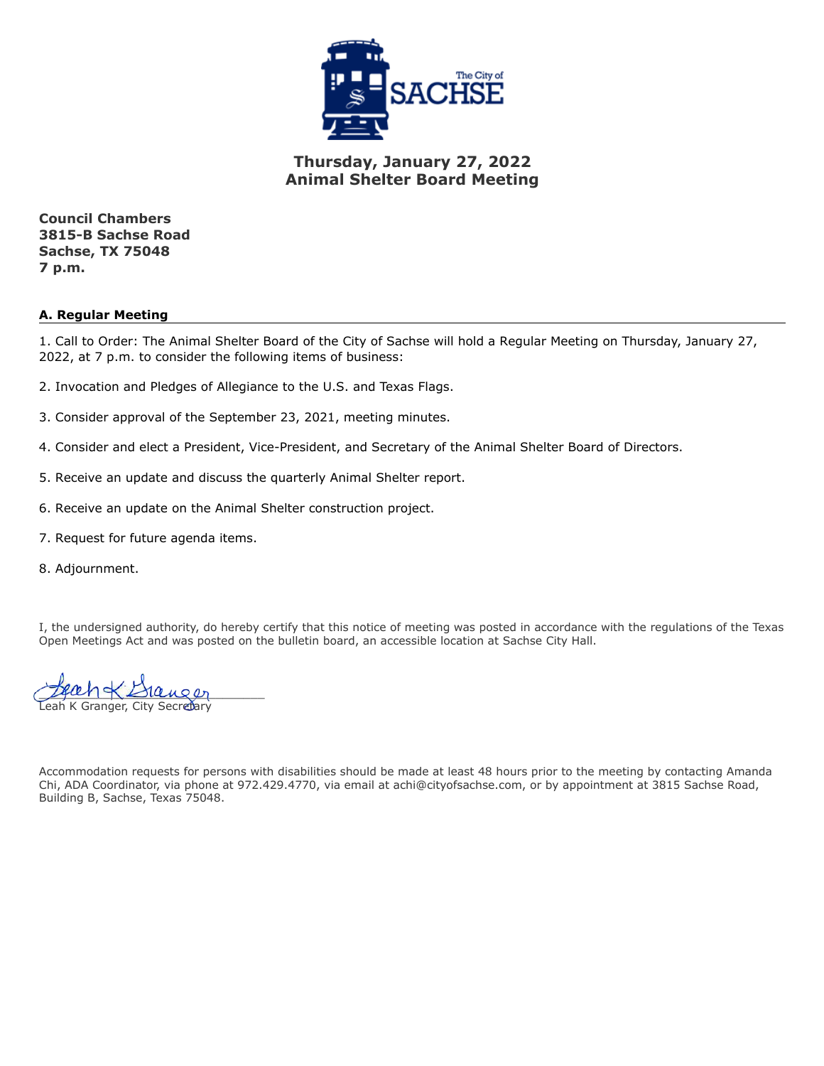# Thursday, January 27, 2022
# Animal Shelter Board Meeting

**Council Chambers**
**3815-B Sachse Road**
**Sachse, TX 75048**
**7 p.m.**

## A. Regular Meeting

1. Call to Order: The Animal Shelter Board of the City of Sachse will hold a Regular Meeting on Thursday, January 27, 2022, at 7 p.m. to consider the following items of business:

2. Invocation and Pledges of Allegiance to the U.S. and Texas Flags.

3. Consider approval of the September 23, 2021, meeting minutes.

4. Consider and elect a President, Vice-President, and Secretary of the Animal Shelter Board of Directors.

5. Receive an update and discuss the quarterly Animal Shelter report.

6. Receive an update on the Animal Shelter construction project.

7. Request for future agenda items.

8. Adjournment.

I, the undersigned authority, do hereby certify that this notice of meeting was posted in accordance with the regulations of the Texas Open Meetings Act and was posted on the bulletin board, an accessible location at Sachse City Hall.

Leah K Granger, City Secretary

Accommodation requests for persons with disabilities should be made at least 48 hours prior to the meeting by contacting Amanda Chi, ADA Coordinator, via phone at 972.429.4770, via email at achi@cityofsachse.com, or by appointment at 3815 Sachse Road, Building B, Sachse, Texas 75048.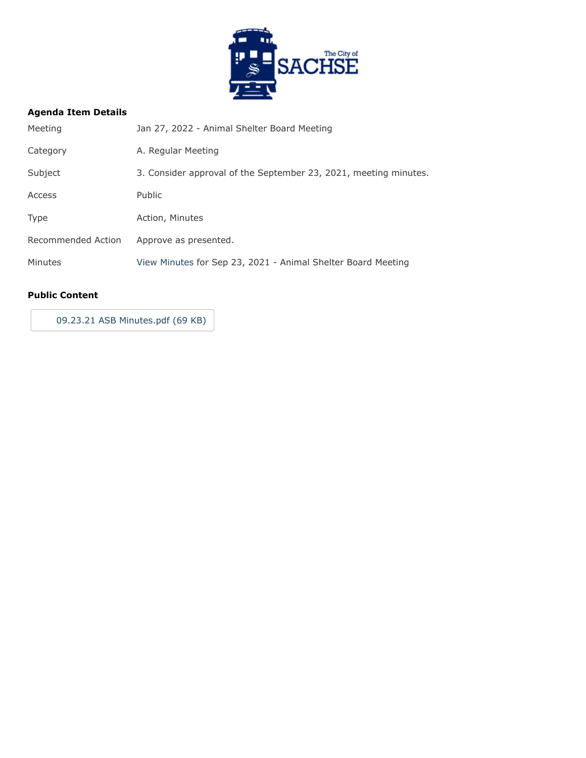## Agenda Item Details

| | |
|---|---|
| Meeting | Jan 27, 2022 - Animal Shelter Board Meeting |
| Category | A. Regular Meeting |
| Subject | 3. Consider approval of the September 23, 2021, meeting minutes. |
| Access | Public |
| Type | Action, Minutes |
| Recommended Action | Approve as presented. |
| Minutes | View Minutes for Sep 23, 2021 - Animal Shelter Board Meeting |

## Public Content

09.23.21 ASB Minutes.pdf (69 KB)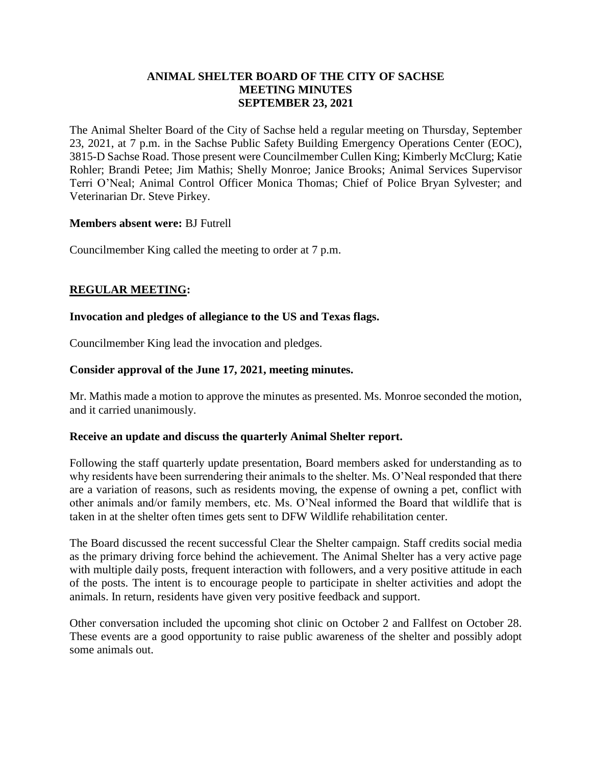# ANIMAL SHELTER BOARD OF THE CITY OF SACHSE
# MEETING MINUTES
# SEPTEMBER 23, 2021

The Animal Shelter Board of the City of Sachse held a regular meeting on Thursday, September 23, 2021, at 7 p.m. in the Sachse Public Safety Building Emergency Operations Center (EOC), 3815-D Sachse Road. Those present were Councilmember Cullen King; Kimberly McClurg; Katie Rohler; Brandi Petee; Jim Mathis; Shelly Monroe; Janice Brooks; Animal Services Supervisor Terri O'Neal; Animal Control Officer Monica Thomas; Chief of Police Bryan Sylvester; and Veterinarian Dr. Steve Pirkey.

**Members absent were:** BJ Futrell

Councilmember King called the meeting to order at 7 p.m.

## REGULAR MEETING:

**Invocation and pledges of allegiance to the US and Texas flags.**

Councilmember King lead the invocation and pledges.

**Consider approval of the June 17, 2021, meeting minutes.**

Mr. Mathis made a motion to approve the minutes as presented. Ms. Monroe seconded the motion, and it carried unanimously.

**Receive an update and discuss the quarterly Animal Shelter report.**

Following the staff quarterly update presentation, Board members asked for understanding as to why residents have been surrendering their animals to the shelter. Ms. O'Neal responded that there are a variation of reasons, such as residents moving, the expense of owning a pet, conflict with other animals and/or family members, etc. Ms. O'Neal informed the Board that wildlife that is taken in at the shelter often times gets sent to DFW Wildlife rehabilitation center.

The Board discussed the recent successful Clear the Shelter campaign. Staff credits social media as the primary driving force behind the achievement. The Animal Shelter has a very active page with multiple daily posts, frequent interaction with followers, and a very positive attitude in each of the posts. The intent is to encourage people to participate in shelter activities and adopt the animals. In return, residents have given very positive feedback and support.

Other conversation included the upcoming shot clinic on October 2 and Fallfest on October 28. These events are a good opportunity to raise public awareness of the shelter and possibly adopt some animals out.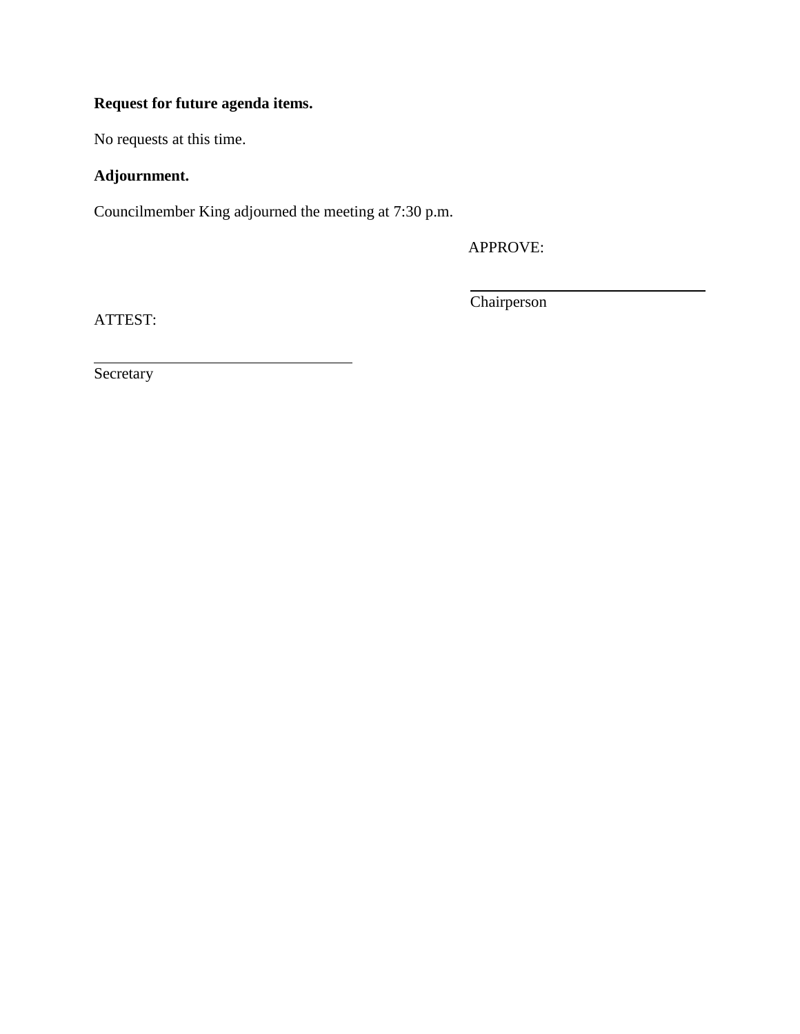**Request for future agenda items.**

No requests at this time.

**Adjournment.**

Councilmember King adjourned the meeting at 7:30 p.m.

APPROVE:

\_\_\_\_\_\_\_\_\_\_\_\_\_\_\_\_\_\_\_\_\_\_\_\_\_\_\_\_\_\_

Chairperson

ATTEST:

\_\_\_\_\_\_\_\_\_\_\_\_\_\_\_\_\_\_\_\_\_\_\_\_\_\_\_\_\_\_

Secretary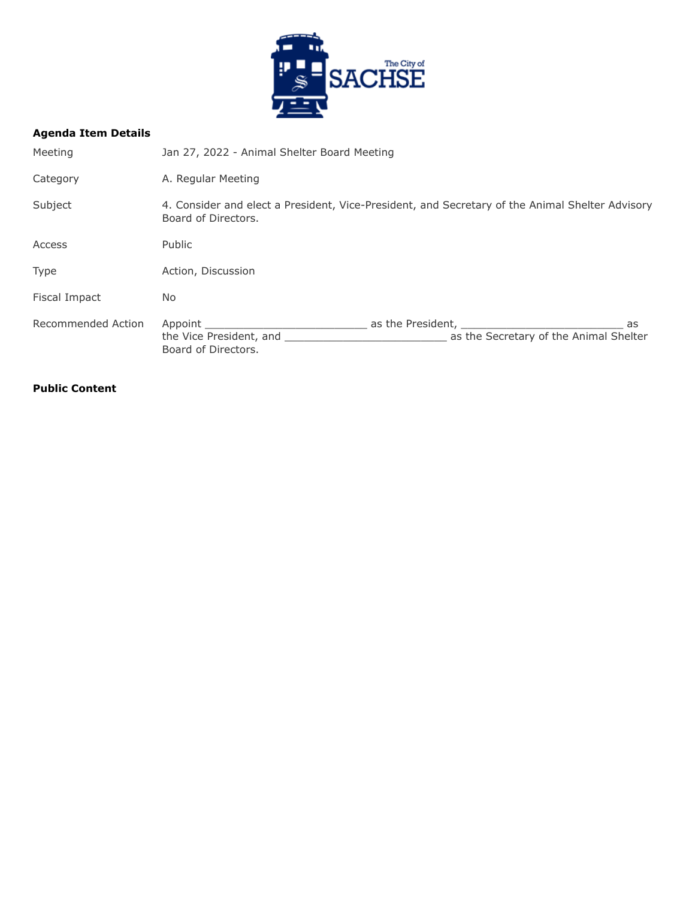**Agenda Item Details**

| | |
|---|---|
| Meeting | Jan 27, 2022 - Animal Shelter Board Meeting |
| Category | A. Regular Meeting |
| Subject | 4. Consider and elect a President, Vice-President, and Secretary of the Animal Shelter Advisory Board of Directors. |
| Access | Public |
| Type | Action, Discussion |
| Fiscal Impact | No |
| Recommended Action | Appoint __________________________ as the President, __________________________ as the Vice President, and __________________________ as the Secretary of the Animal Shelter Board of Directors. |

**Public Content**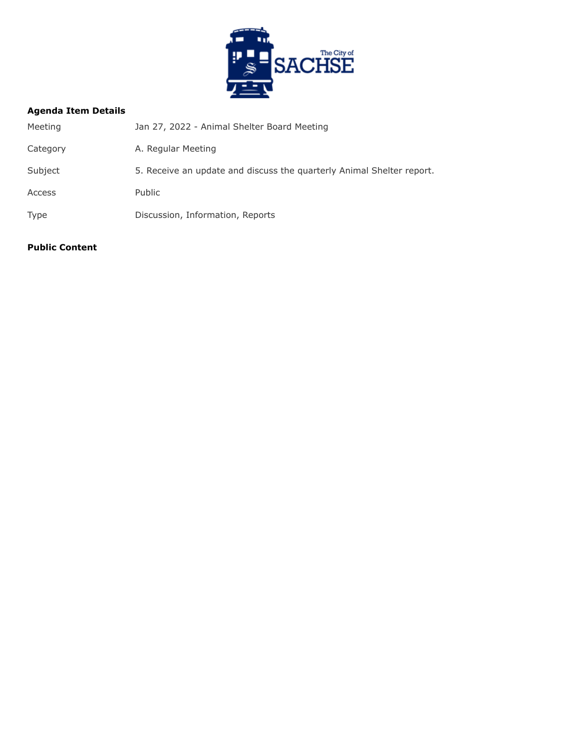**Agenda Item Details**

| | |
|---|---|
| Meeting | Jan 27, 2022 - Animal Shelter Board Meeting |
| Category | A. Regular Meeting |
| Subject | 5. Receive an update and discuss the quarterly Animal Shelter report. |
| Access | Public |
| Type | Discussion, Information, Reports |

**Public Content**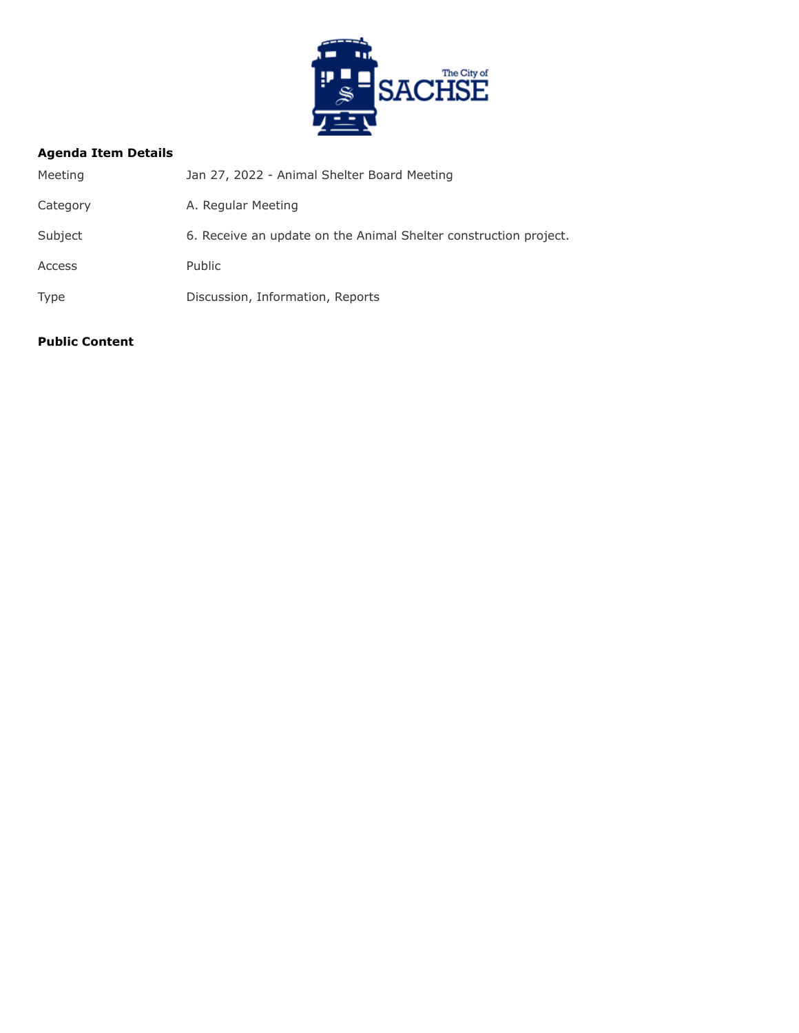**Agenda Item Details**

| | |
|---|---|
| Meeting | Jan 27, 2022 - Animal Shelter Board Meeting |
| Category | A. Regular Meeting |
| Subject | 6. Receive an update on the Animal Shelter construction project. |
| Access | Public |
| Type | Discussion, Information, Reports |

**Public Content**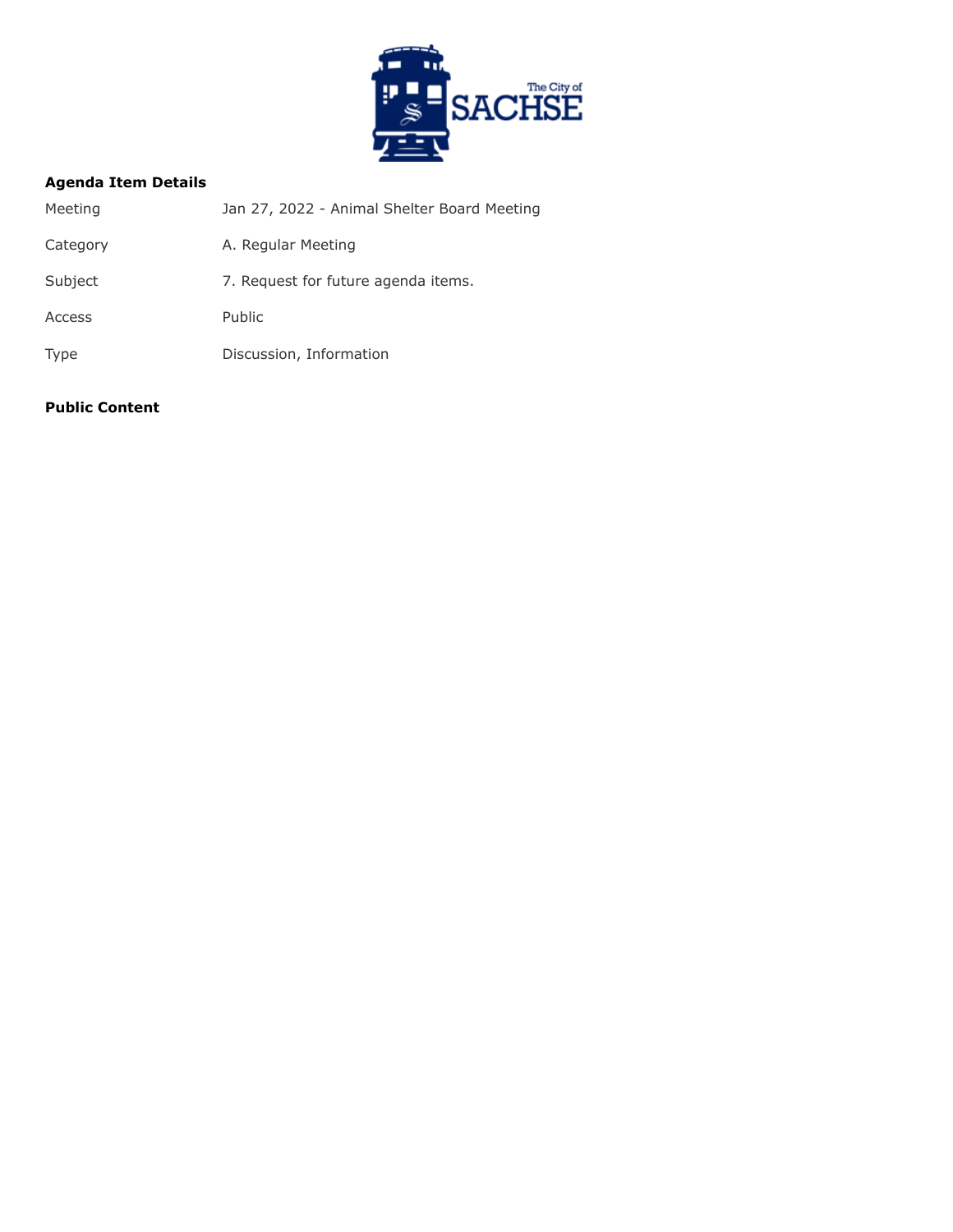**Agenda Item Details**

| | |
|---|---|
| Meeting | Jan 27, 2022 - Animal Shelter Board Meeting |
| Category | A. Regular Meeting |
| Subject | 7. Request for future agenda items. |
| Access | Public |
| Type | Discussion, Information |

**Public Content**